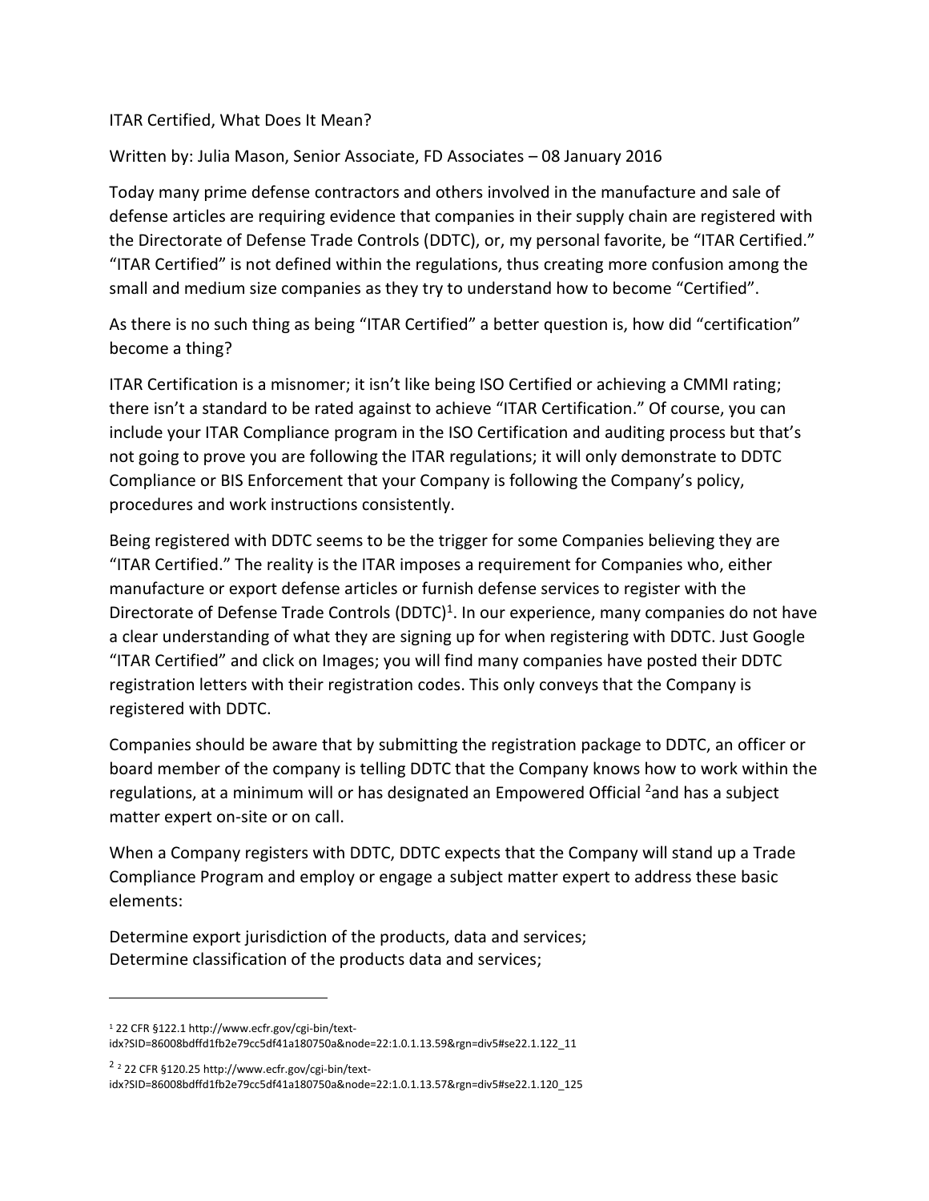# ITAR Certified, What Does It Mean?

Written by: Julia Mason, Senior Associate, FD Associates – 08 January 2016

Today many prime defense contractors and others involved in the manufacture and sale of defense articles are requiring evidence that companies in their supply chain are registered with the Directorate of Defense Trade Controls (DDTC), or, my personal favorite, be "ITAR Certified." "ITAR Certified" is not defined within the regulations, thus creating more confusion among the small and medium size companies as they try to understand how to become "Certified".

As there is no such thing as being "ITAR Certified" a better question is, how did "certification" become a thing?

ITAR Certification is a misnomer; it isn't like being ISO Certified or achieving a CMMI rating; there isn't a standard to be rated against to achieve "ITAR Certification." Of course, you can include your ITAR Compliance program in the ISO Certification and auditing process but that's not going to prove you are following the ITAR regulations; it will only demonstrate to DDTC Compliance or BIS Enforcement that your Company is following the Company's policy, procedures and work instructions consistently.

Being registered with DDTC seems to be the trigger for some Companies believing they are "ITAR Certified." The reality is the ITAR imposes a requirement for Companies who, either manufacture or export defense articles or furnish defense services to register with the Directorate of Defense Trade Controls (DDTC)[1]. In our experience, many companies do not have a clear understanding of what they are signing up for when registering with DDTC. Just Google "ITAR Certified" and click on Images; you will find many companies have posted their DDTC registration letters with their registration codes. This only conveys that the Company is registered with DDTC.

Companies should be aware that by submitting the registration package to DDTC, an officer or board member of the company is telling DDTC that the Company knows how to work within the regulations, at a minimum will or has designated an Empowered Official [2]and has a subject matter expert on-site or on call.

When a Company registers with DDTC, DDTC expects that the Company will stand up a Trade Compliance Program and employ or engage a subject matter expert to address these basic elements:

Determine export jurisdiction of the products, data and services;
Determine classification of the products data and services;

---

[1] 22 CFR §122.1 http://www.ecfr.gov/cgi-bin/text-idx?SID=86008bdffd1fb2e79cc5df41a180750a&node=22:1.0.1.13.59&rgn=div5#se22.1.122_11

[2] [2] 22 CFR §120.25 http://www.ecfr.gov/cgi-bin/text-idx?SID=86008bdffd1fb2e79cc5df41a180750a&node=22:1.0.1.13.57&rgn=div5#se22.1.120_125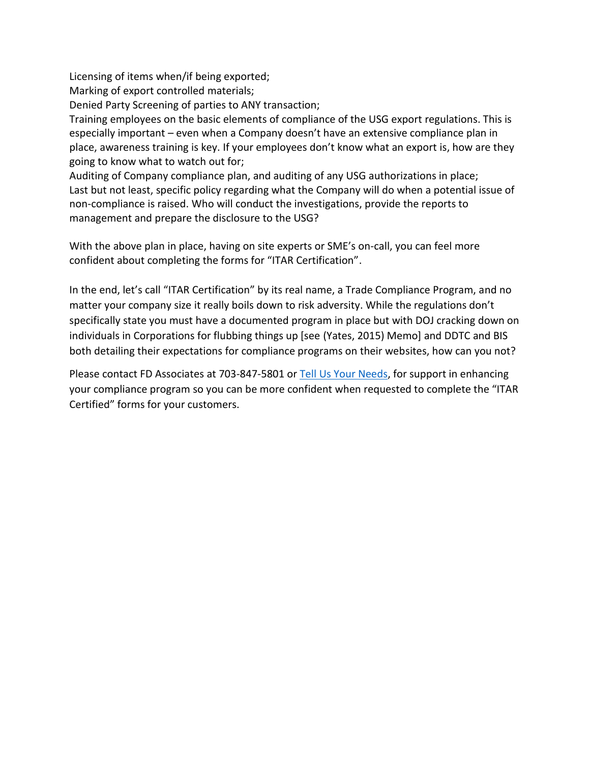Licensing of items when/if being exported;
Marking of export controlled materials;
Denied Party Screening of parties to ANY transaction;
Training employees on the basic elements of compliance of the USG export regulations. This is especially important – even when a Company doesn't have an extensive compliance plan in place, awareness training is key. If your employees don't know what an export is, how are they going to know what to watch out for;
Auditing of Company compliance plan, and auditing of any USG authorizations in place;
Last but not least, specific policy regarding what the Company will do when a potential issue of non-compliance is raised. Who will conduct the investigations, provide the reports to management and prepare the disclosure to the USG?

With the above plan in place, having on site experts or SME's on-call, you can feel more confident about completing the forms for "ITAR Certification".

In the end, let's call "ITAR Certification" by its real name, a Trade Compliance Program, and no matter your company size it really boils down to risk adversity. While the regulations don't specifically state you must have a documented program in place but with DOJ cracking down on individuals in Corporations for flubbing things up [see (Yates, 2015) Memo] and DDTC and BIS both detailing their expectations for compliance programs on their websites, how can you not?

Please contact FD Associates at 703-847-5801 or [Tell Us Your Needs](), for support in enhancing your compliance program so you can be more confident when requested to complete the "ITAR Certified" forms for your customers.